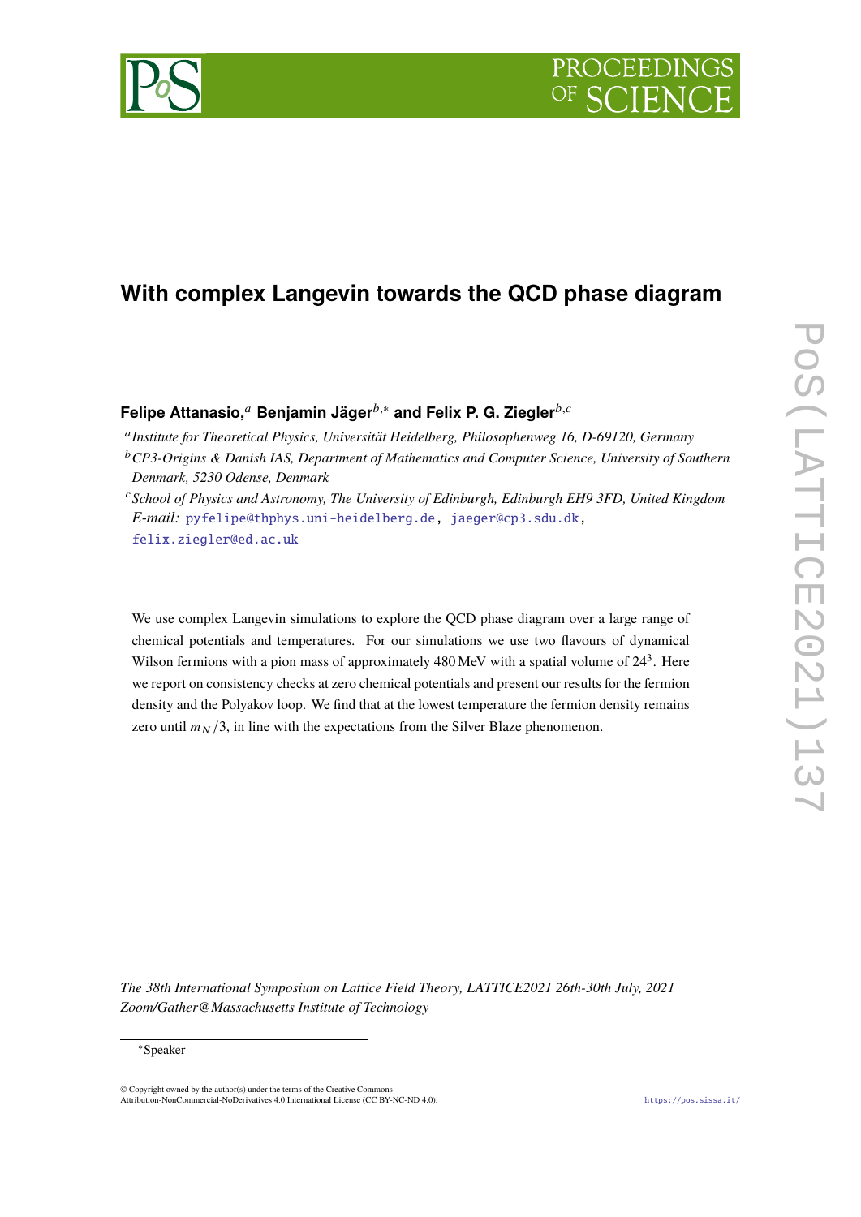# With complex Langevin towards the QCD phase diagram

**Felipe Attanasio,**[a] **Benjamin Jäger**[b,*] **and Felix P. G. Ziegler**[b,c]

[a] *Institute for Theoretical Physics, Universität Heidelberg, Philosophenweg 16, D-69120, Germany*

[b] *CP3-Origins & Danish IAS, Department of Mathematics and Computer Science, University of Southern Denmark, 5230 Odense, Denmark*

[c] *School of Physics and Astronomy, The University of Edinburgh, Edinburgh EH9 3FD, United Kingdom*

*E-mail:* pyfelipe@thphys.uni-heidelberg.de, jaeger@cp3.sdu.dk, felix.ziegler@ed.ac.uk

We use complex Langevin simulations to explore the QCD phase diagram over a large range of chemical potentials and temperatures. For our simulations we use two flavours of dynamical Wilson fermions with a pion mass of approximately 480 MeV with a spatial volume of $24^3$. Here we report on consistency checks at zero chemical potentials and present our results for the fermion density and the Polyakov loop. We find that at the lowest temperature the fermion density remains zero until $m_N/3$, in line with the expectations from the Silver Blaze phenomenon.

*The 38th International Symposium on Lattice Field Theory, LATTICE2021 26th-30th July, 2021 Zoom/Gather@Massachusetts Institute of Technology*

*Speaker

© Copyright owned by the author(s) under the terms of the Creative Commons Attribution-NonCommercial-NoDerivatives 4.0 International License (CC BY-NC-ND 4.0).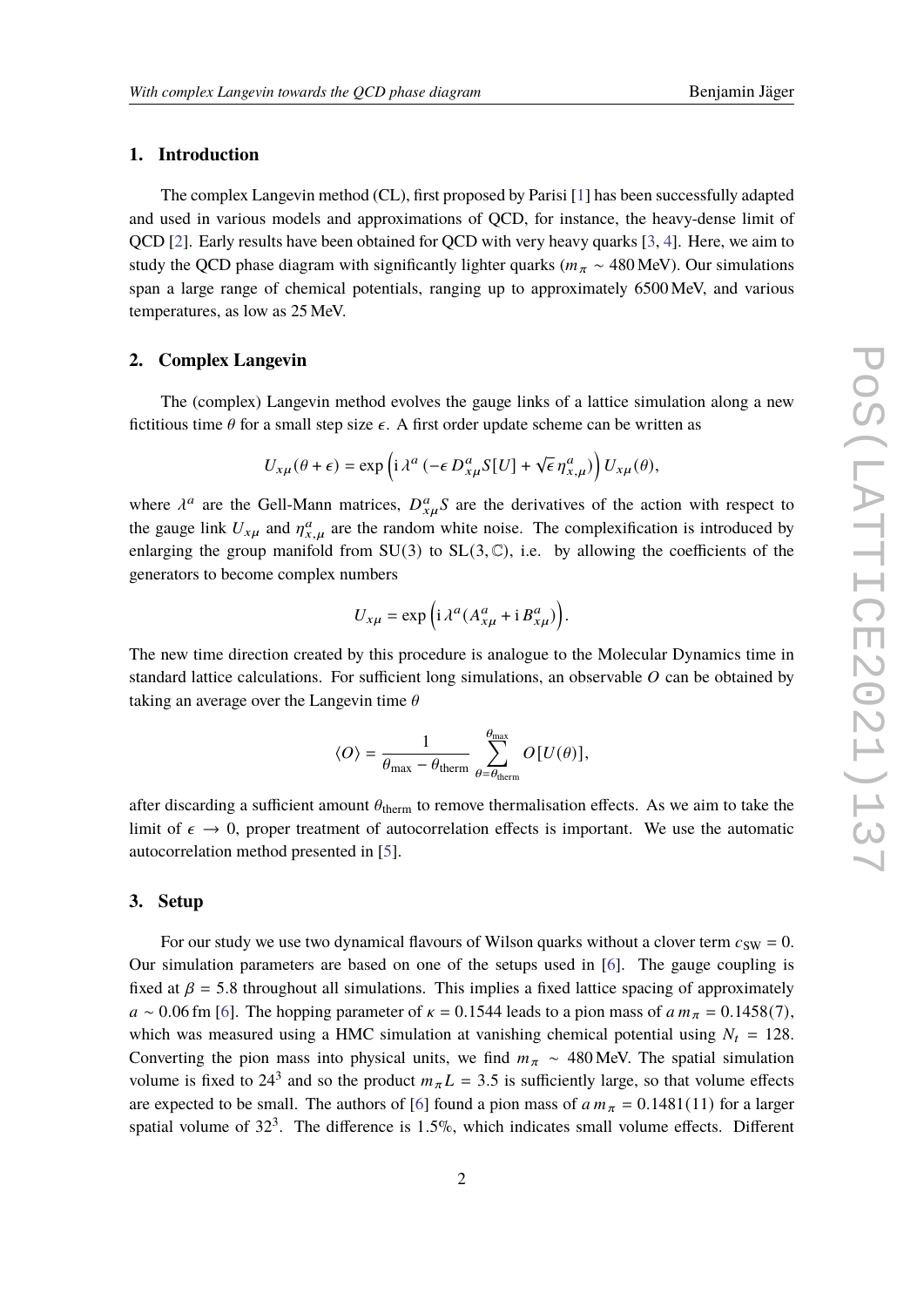## 1. Introduction

The complex Langevin method (CL), first proposed by Parisi [1] has been successfully adapted and used in various models and approximations of QCD, for instance, the heavy-dense limit of QCD [2]. Early results have been obtained for QCD with very heavy quarks [3, 4]. Here, we aim to study the QCD phase diagram with significantly lighter quarks ($m_\pi \sim 480\,\text{MeV}$). Our simulations span a large range of chemical potentials, ranging up to approximately 6500 MeV, and various temperatures, as low as 25 MeV.

## 2. Complex Langevin

The (complex) Langevin method evolves the gauge links of a lattice simulation along a new fictitious time $\theta$ for a small step size $\epsilon$. A first order update scheme can be written as

$$U_{x\mu}(\theta+\epsilon) = \exp\left(\mathrm{i}\,\lambda^a \left(-\epsilon\, D^a_{x\mu} S[U] + \sqrt{\epsilon}\,\eta^a_{x,\mu}\right)\right) U_{x\mu}(\theta),$$

where $\lambda^a$ are the Gell-Mann matrices, $D^a_{x\mu}S$ are the derivatives of the action with respect to the gauge link $U_{x\mu}$ and $\eta^a_{x,\mu}$ are the random white noise. The complexification is introduced by enlarging the group manifold from SU(3) to $\mathrm{SL}(3,\mathbb{C})$, i.e. by allowing the coefficients of the generators to become complex numbers

$$U_{x\mu} = \exp\left(\mathrm{i}\,\lambda^a (A^a_{x\mu} + \mathrm{i}\, B^a_{x\mu})\right).$$

The new time direction created by this procedure is analogue to the Molecular Dynamics time in standard lattice calculations. For sufficient long simulations, an observable $O$ can be obtained by taking an average over the Langevin time $\theta$

$$\langle O \rangle = \frac{1}{\theta_{\text{max}} - \theta_{\text{therm}}} \sum_{\theta=\theta_{\text{therm}}}^{\theta_{\text{max}}} O[U(\theta)],$$

after discarding a sufficient amount $\theta_{\text{therm}}$ to remove thermalisation effects. As we aim to take the limit of $\epsilon \to 0$, proper treatment of autocorrelation effects is important. We use the automatic autocorrelation method presented in [5].

## 3. Setup

For our study we use two dynamical flavours of Wilson quarks without a clover term $c_{\text{SW}} = 0$. Our simulation parameters are based on one of the setups used in [6]. The gauge coupling is fixed at $\beta = 5.8$ throughout all simulations. This implies a fixed lattice spacing of approximately $a \sim 0.06\,\text{fm}$ [6]. The hopping parameter of $\kappa = 0.1544$ leads to a pion mass of $a\,m_\pi = 0.1458(7)$, which was measured using a HMC simulation at vanishing chemical potential using $N_t = 128$. Converting the pion mass into physical units, we find $m_\pi \sim 480\,\text{MeV}$. The spatial simulation volume is fixed to $24^3$ and so the product $m_\pi L = 3.5$ is sufficiently large, so that volume effects are expected to be small. The authors of [6] found a pion mass of $a\,m_\pi = 0.1481(11)$ for a larger spatial volume of $32^3$. The difference is 1.5%, which indicates small volume effects. Different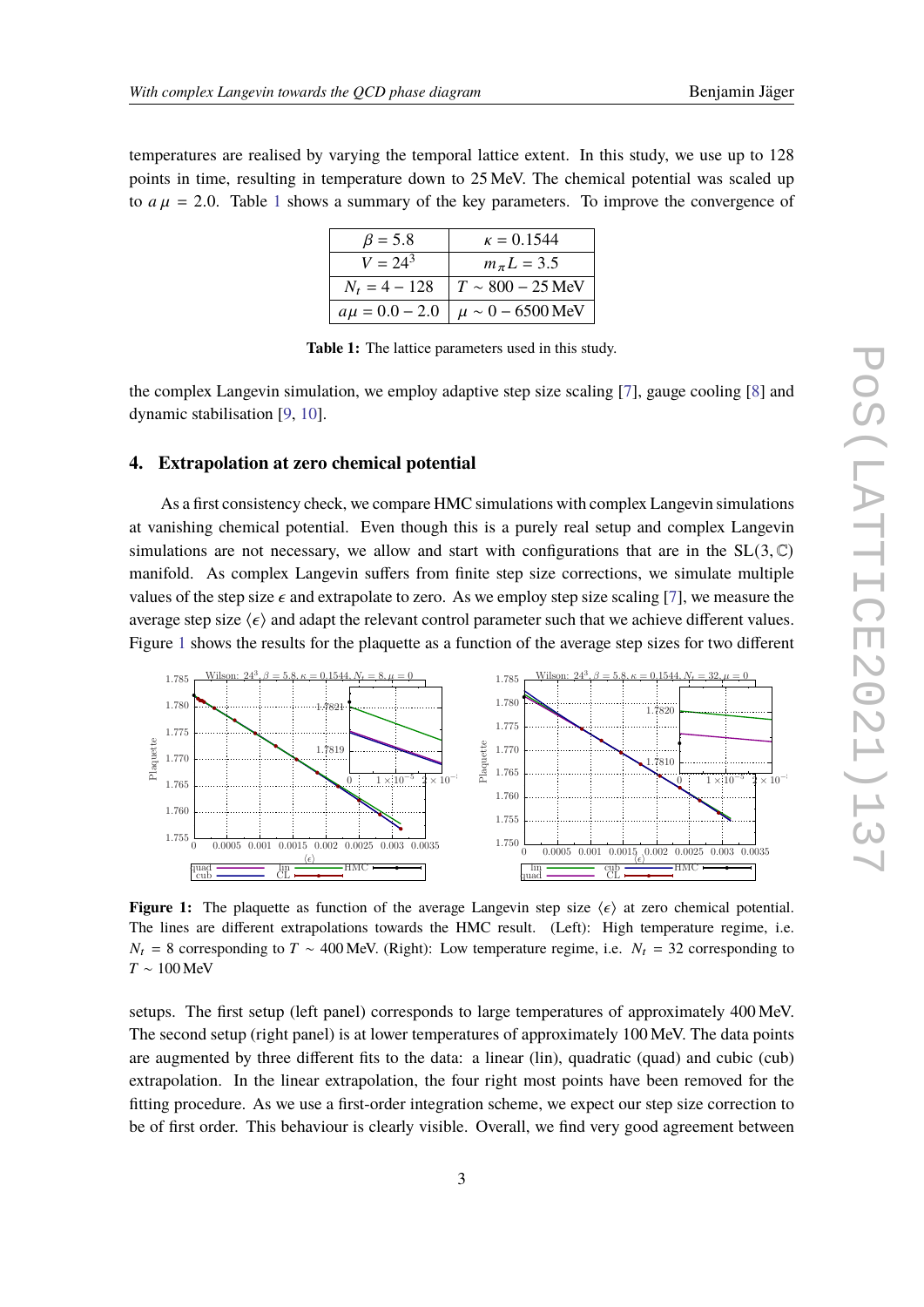temperatures are realised by varying the temporal lattice extent. In this study, we use up to 128 points in time, resulting in temperature down to 25 MeV. The chemical potential was scaled up to $a\mu = 2.0$. Table 1 shows a summary of the key parameters. To improve the convergence of

| $\beta = 5.8$ | $\kappa = 0.1544$ |
|---|---|
| $V = 24^3$ | $m_\pi L = 3.5$ |
| $N_t = 4 - 128$ | $T \sim 800 - 25\,\text{MeV}$ |
| $a\mu = 0.0 - 2.0$ | $\mu \sim 0 - 6500\,\text{MeV}$ |

**Table 1:** The lattice parameters used in this study.

the complex Langevin simulation, we employ adaptive step size scaling [7], gauge cooling [8] and dynamic stabilisation [9, 10].

## 4. Extrapolation at zero chemical potential

As a first consistency check, we compare HMC simulations with complex Langevin simulations at vanishing chemical potential. Even though this is a purely real setup and complex Langevin simulations are not necessary, we allow and start with configurations that are in the $\text{SL}(3,\mathbb{C})$ manifold. As complex Langevin suffers from finite step size corrections, we simulate multiple values of the step size $\epsilon$ and extrapolate to zero. As we employ step size scaling [7], we measure the average step size $\langle\epsilon\rangle$ and adapt the relevant control parameter such that we achieve different values. Figure 1 shows the results for the plaquette as a function of the average step sizes for two different

**Figure 1:** The plaquette as function of the average Langevin step size $\langle\epsilon\rangle$ at zero chemical potential. The lines are different extrapolations towards the HMC result. (Left): High temperature regime, i.e. $N_t = 8$ corresponding to $T \sim 400\,\text{MeV}$. (Right): Low temperature regime, i.e. $N_t = 32$ corresponding to $T \sim 100\,\text{MeV}$

setups. The first setup (left panel) corresponds to large temperatures of approximately 400 MeV. The second setup (right panel) is at lower temperatures of approximately 100 MeV. The data points are augmented by three different fits to the data: a linear (lin), quadratic (quad) and cubic (cub) extrapolation. In the linear extrapolation, the four right most points have been removed for the fitting procedure. As we use a first-order integration scheme, we expect our step size correction to be of first order. This behaviour is clearly visible. Overall, we find very good agreement between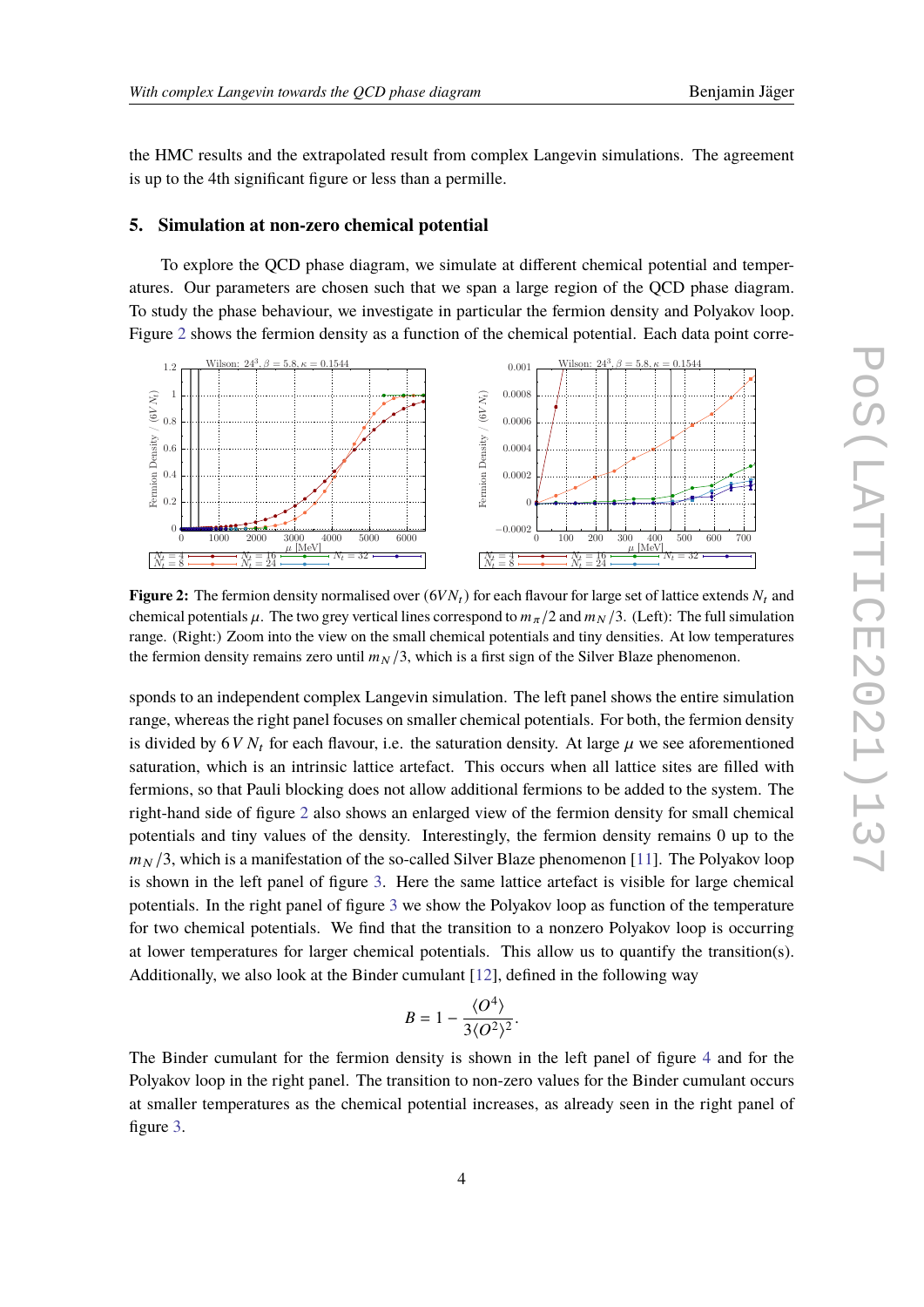the HMC results and the extrapolated result from complex Langevin simulations. The agreement is up to the 4th significant figure or less than a permille.

## 5. Simulation at non-zero chemical potential

To explore the QCD phase diagram, we simulate at different chemical potential and temperatures. Our parameters are chosen such that we span a large region of the QCD phase diagram. To study the phase behaviour, we investigate in particular the fermion density and Polyakov loop. Figure 2 shows the fermion density as a function of the chemical potential. Each data point corresponds to an independent complex Langevin simulation. The left panel shows the entire simulation range, whereas the right panel focuses on smaller chemical potentials. For both, the fermion density is divided by $6\,V\,N_t$ for each flavour, i.e. the saturation density. At large $\mu$ we see aforementioned saturation, which is an intrinsic lattice artefact. This occurs when all lattice sites are filled with fermions, so that Pauli blocking does not allow additional fermions to be added to the system. The right-hand side of figure 2 also shows an enlarged view of the fermion density for small chemical potentials and tiny values of the density. Interestingly, the fermion density remains 0 up to the $m_N/3$, which is a manifestation of the so-called Silver Blaze phenomenon [11]. The Polyakov loop is shown in the left panel of figure 3. Here the same lattice artefact is visible for large chemical potentials. In the right panel of figure 3 we show the Polyakov loop as function of the temperature for two chemical potentials. We find that the transition to a nonzero Polyakov loop is occurring at lower temperatures for larger chemical potentials. This allow us to quantify the transition(s). Additionally, we also look at the Binder cumulant [12], defined in the following way

**Figure 2:** The fermion density normalised over $(6VN_t)$ for each flavour for large set of lattice extends $N_t$ and chemical potentials $\mu$. The two grey vertical lines correspond to $m_\pi/2$ and $m_N/3$. (Left): The full simulation range. (Right:) Zoom into the view on the small chemical potentials and tiny densities. At low temperatures the fermion density remains zero until $m_N/3$, which is a first sign of the Silver Blaze phenomenon.

$$B = 1 - \frac{\langle O^4 \rangle}{3\langle O^2 \rangle^2}.$$

The Binder cumulant for the fermion density is shown in the left panel of figure 4 and for the Polyakov loop in the right panel. The transition to non-zero values for the Binder cumulant occurs at smaller temperatures as the chemical potential increases, as already seen in the right panel of figure 3.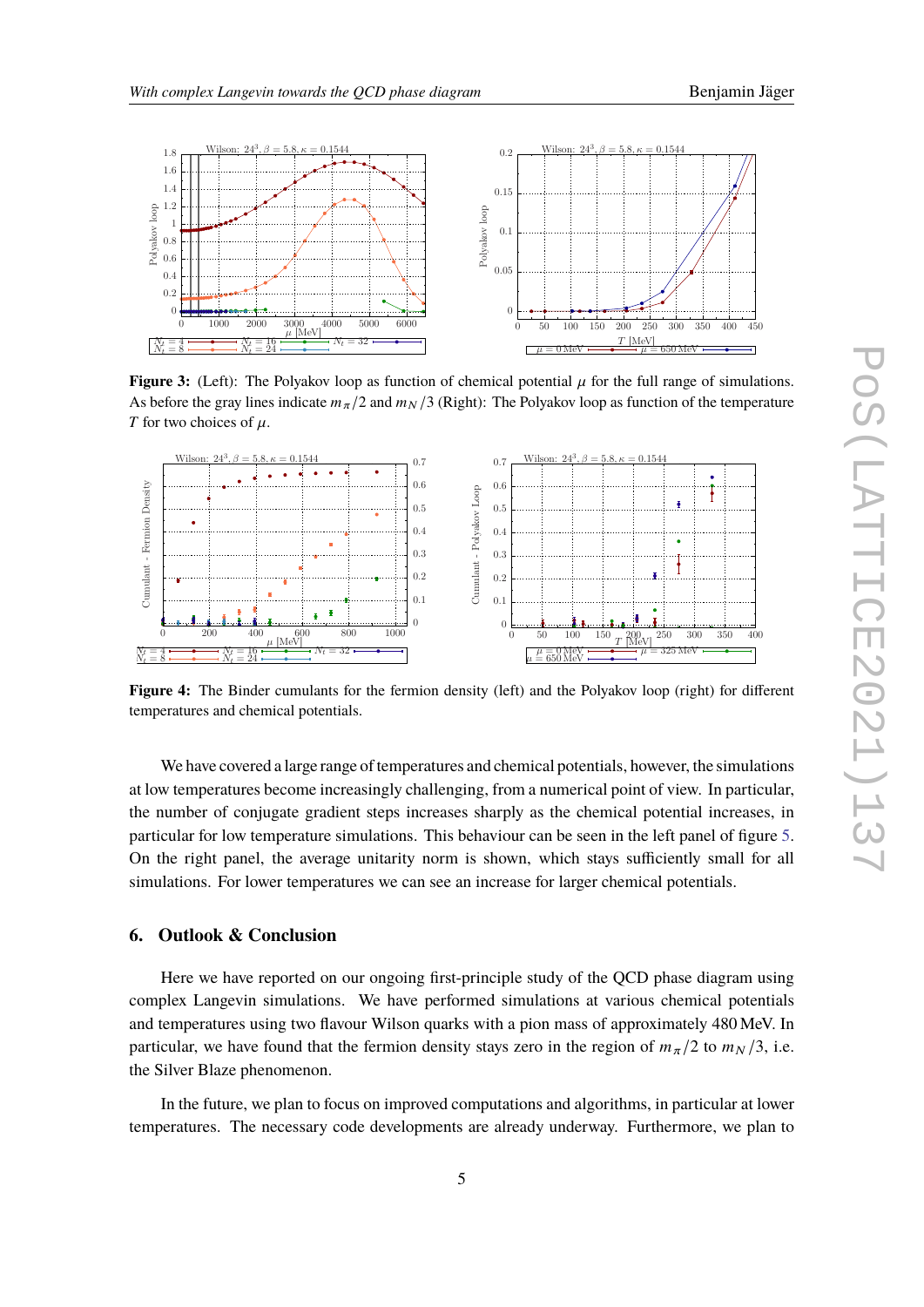**Figure 3:** (Left): The Polyakov loop as function of chemical potential $\mu$ for the full range of simulations. As before the gray lines indicate $m_\pi/2$ and $m_N/3$ (Right): The Polyakov loop as function of the temperature $T$ for two choices of $\mu$.

**Figure 4:** The Binder cumulants for the fermion density (left) and the Polyakov loop (right) for different temperatures and chemical potentials.

We have covered a large range of temperatures and chemical potentials, however, the simulations at low temperatures become increasingly challenging, from a numerical point of view. In particular, the number of conjugate gradient steps increases sharply as the chemical potential increases, in particular for low temperature simulations. This behaviour can be seen in the left panel of figure 5. On the right panel, the average unitarity norm is shown, which stays sufficiently small for all simulations. For lower temperatures we can see an increase for larger chemical potentials.

## 6. Outlook & Conclusion

Here we have reported on our ongoing first-principle study of the QCD phase diagram using complex Langevin simulations. We have performed simulations at various chemical potentials and temperatures using two flavour Wilson quarks with a pion mass of approximately 480 MeV. In particular, we have found that the fermion density stays zero in the region of $m_\pi/2$ to $m_N/3$, i.e. the Silver Blaze phenomenon.

In the future, we plan to focus on improved computations and algorithms, in particular at lower temperatures. The necessary code developments are already underway. Furthermore, we plan to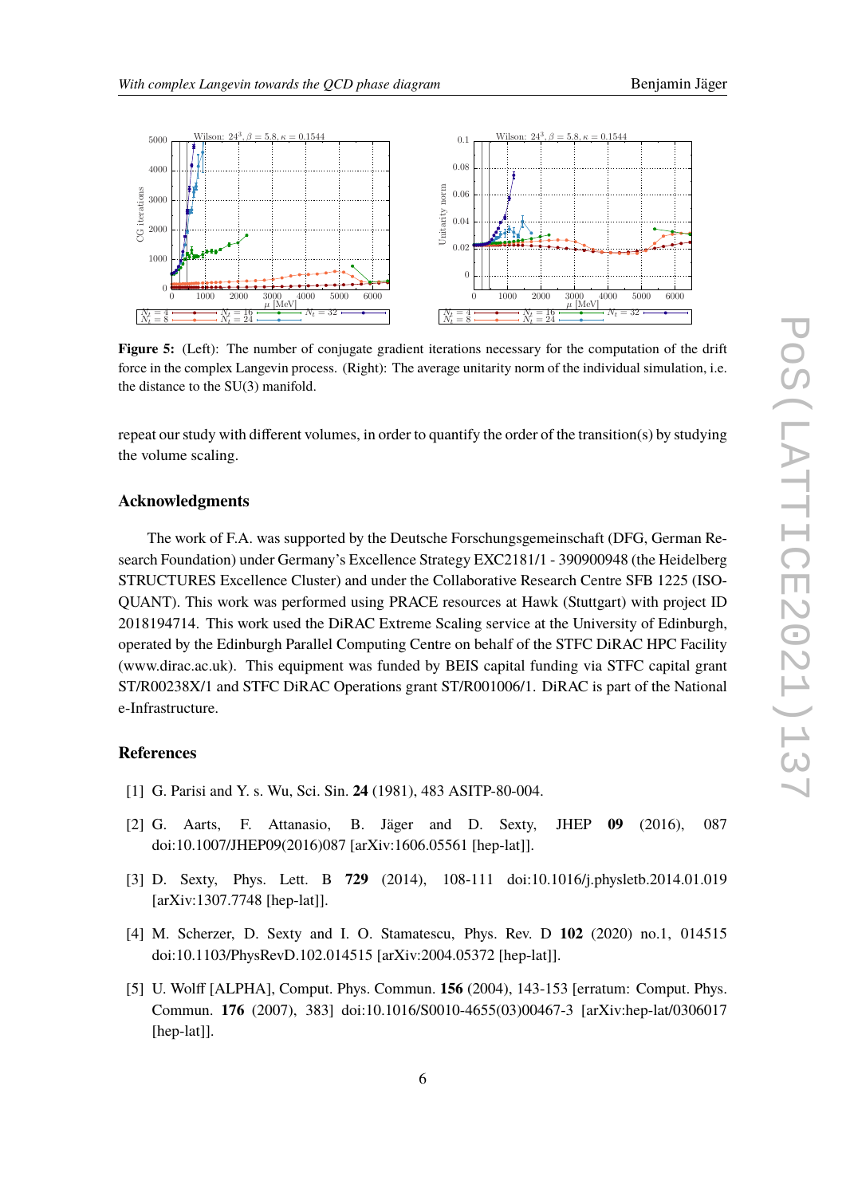**Figure 5:** (Left): The number of conjugate gradient iterations necessary for the computation of the drift force in the complex Langevin process. (Right): The average unitarity norm of the individual simulation, i.e. the distance to the SU(3) manifold.

repeat our study with different volumes, in order to quantify the order of the transition(s) by studying the volume scaling.

### Acknowledgments

The work of F.A. was supported by the Deutsche Forschungsgemeinschaft (DFG, German Research Foundation) under Germany's Excellence Strategy EXC2181/1 - 390900948 (the Heidelberg STRUCTURES Excellence Cluster) and under the Collaborative Research Centre SFB 1225 (ISOQUANT). This work was performed using PRACE resources at Hawk (Stuttgart) with project ID 2018194714. This work used the DiRAC Extreme Scaling service at the University of Edinburgh, operated by the Edinburgh Parallel Computing Centre on behalf of the STFC DiRAC HPC Facility (www.dirac.ac.uk). This equipment was funded by BEIS capital funding via STFC capital grant ST/R00238X/1 and STFC DiRAC Operations grant ST/R001006/1. DiRAC is part of the National e-Infrastructure.

### References

[1] G. Parisi and Y. s. Wu, Sci. Sin. **24** (1981), 483 ASITP-80-004.

[2] G. Aarts, F. Attanasio, B. Jäger and D. Sexty, JHEP **09** (2016), 087 doi:10.1007/JHEP09(2016)087 [arXiv:1606.05561 [hep-lat]].

[3] D. Sexty, Phys. Lett. B **729** (2014), 108-111 doi:10.1016/j.physletb.2014.01.019 [arXiv:1307.7748 [hep-lat]].

[4] M. Scherzer, D. Sexty and I. O. Stamatescu, Phys. Rev. D **102** (2020) no.1, 014515 doi:10.1103/PhysRevD.102.014515 [arXiv:2004.05372 [hep-lat]].

[5] U. Wolff [ALPHA], Comput. Phys. Commun. **156** (2004), 143-153 [erratum: Comput. Phys. Commun. **176** (2007), 383] doi:10.1016/S0010-4655(03)00467-3 [arXiv:hep-lat/0306017 [hep-lat]].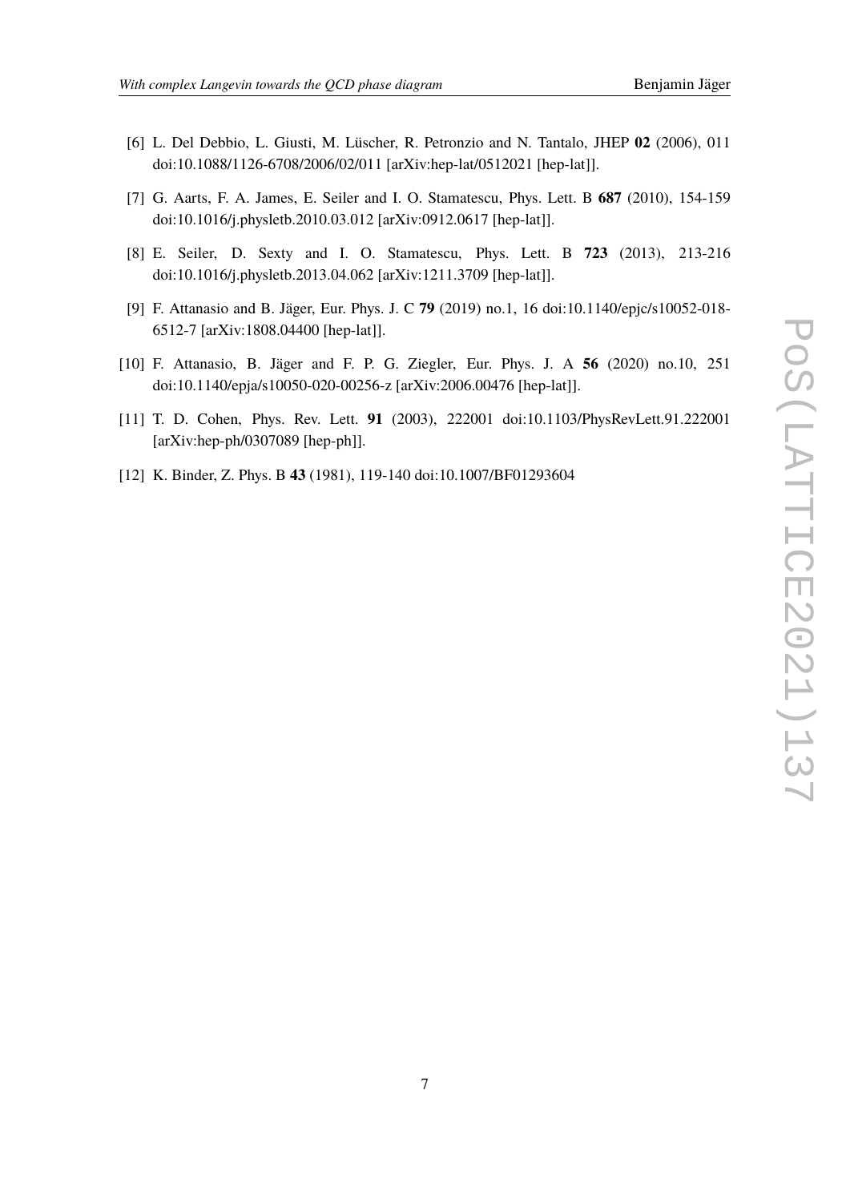[6] L. Del Debbio, L. Giusti, M. Lüscher, R. Petronzio and N. Tantalo, JHEP **02** (2006), 011 doi:10.1088/1126-6708/2006/02/011 [arXiv:hep-lat/0512021 [hep-lat]].

[7] G. Aarts, F. A. James, E. Seiler and I. O. Stamatescu, Phys. Lett. B **687** (2010), 154-159 doi:10.1016/j.physletb.2010.03.012 [arXiv:0912.0617 [hep-lat]].

[8] E. Seiler, D. Sexty and I. O. Stamatescu, Phys. Lett. B **723** (2013), 213-216 doi:10.1016/j.physletb.2013.04.062 [arXiv:1211.3709 [hep-lat]].

[9] F. Attanasio and B. Jäger, Eur. Phys. J. C **79** (2019) no.1, 16 doi:10.1140/epjc/s10052-018-6512-7 [arXiv:1808.04400 [hep-lat]].

[10] F. Attanasio, B. Jäger and F. P. G. Ziegler, Eur. Phys. J. A **56** (2020) no.10, 251 doi:10.1140/epja/s10050-020-00256-z [arXiv:2006.00476 [hep-lat]].

[11] T. D. Cohen, Phys. Rev. Lett. **91** (2003), 222001 doi:10.1103/PhysRevLett.91.222001 [arXiv:hep-ph/0307089 [hep-ph]].

[12] K. Binder, Z. Phys. B **43** (1981), 119-140 doi:10.1007/BF01293604